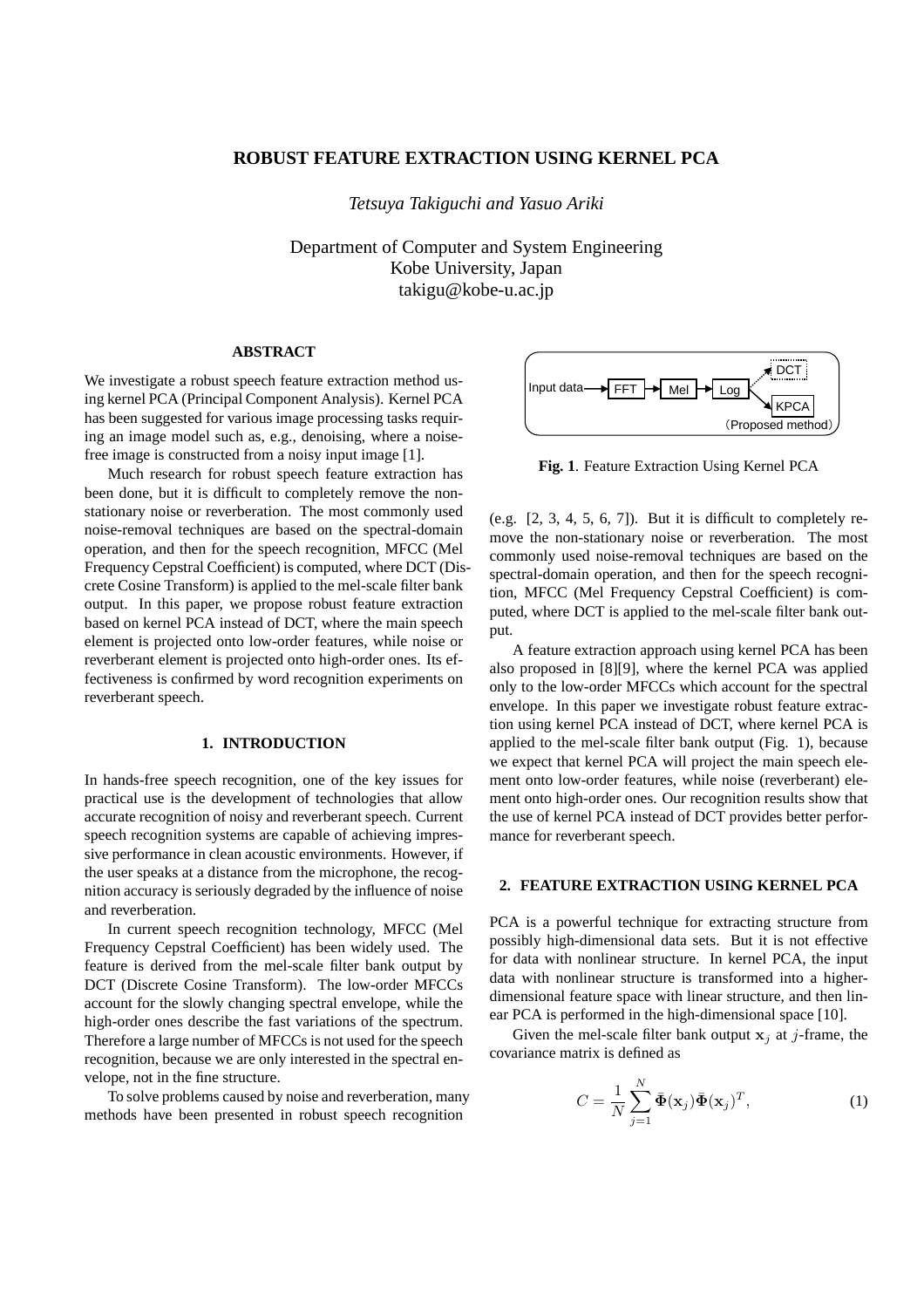# ROBUST FEATURE EXTRACTION USING KERNEL PCA

*Tetsuya Takiguchi and Yasuo Ariki*

Department of Computer and System Engineering
Kobe University, Japan
takigu@kobe-u.ac.jp

## ABSTRACT

We investigate a robust speech feature extraction method using kernel PCA (Principal Component Analysis). Kernel PCA has been suggested for various image processing tasks requiring an image model such as, e.g., denoising, where a noise-free image is constructed from a noisy input image [1].

Much research for robust speech feature extraction has been done, but it is difficult to completely remove the non-stationary noise or reverberation. The most commonly used noise-removal techniques are based on the spectral-domain operation, and then for the speech recognition, MFCC (Mel Frequency Cepstral Coefficient) is computed, where DCT (Discrete Cosine Transform) is applied to the mel-scale filter bank output. In this paper, we propose robust feature extraction based on kernel PCA instead of DCT, where the main speech element is projected onto low-order features, while noise or reverberant element is projected onto high-order ones. Its effectiveness is confirmed by word recognition experiments on reverberant speech.

## 1. INTRODUCTION

In hands-free speech recognition, one of the key issues for practical use is the development of technologies that allow accurate recognition of noisy and reverberant speech. Current speech recognition systems are capable of achieving impressive performance in clean acoustic environments. However, if the user speaks at a distance from the microphone, the recognition accuracy is seriously degraded by the influence of noise and reverberation.

In current speech recognition technology, MFCC (Mel Frequency Cepstral Coefficient) has been widely used. The feature is derived from the mel-scale filter bank output by DCT (Discrete Cosine Transform). The low-order MFCCs account for the slowly changing spectral envelope, while the high-order ones describe the fast variations of the spectrum. Therefore a large number of MFCCs is not used for the speech recognition, because we are only interested in the spectral envelope, not in the fine structure.

To solve problems caused by noise and reverberation, many methods have been presented in robust speech recognition (e.g. [2, 3, 4, 5, 6, 7]). But it is difficult to completely remove the non-stationary noise or reverberation. The most commonly used noise-removal techniques are based on the spectral-domain operation, and then for the speech recognition, MFCC (Mel Frequency Cepstral Coefficient) is computed, where DCT is applied to the mel-scale filter bank output.

Input data → FFT → Mel → Log → DCT / KPCA (Proposed method)

**Fig. 1**. Feature Extraction Using Kernel PCA

A feature extraction approach using kernel PCA has been also proposed in [8][9], where the kernel PCA was applied only to the low-order MFCCs which account for the spectral envelope. In this paper we investigate robust feature extraction using kernel PCA instead of DCT, where kernel PCA is applied to the mel-scale filter bank output (Fig. 1), because we expect that kernel PCA will project the main speech element onto low-order features, while noise (reverberant) element onto high-order ones. Our recognition results show that the use of kernel PCA instead of DCT provides better performance for reverberant speech.

## 2. FEATURE EXTRACTION USING KERNEL PCA

PCA is a powerful technique for extracting structure from possibly high-dimensional data sets. But it is not effective for data with nonlinear structure. In kernel PCA, the input data with nonlinear structure is transformed into a higher-dimensional feature space with linear structure, and then linear PCA is performed in the high-dimensional space [10].

Given the mel-scale filter bank output $\mathbf{x}_j$ at $j$-frame, the covariance matrix is defined as

$$C = \frac{1}{N}\sum_{j=1}^{N} \bar{\mathbf{\Phi}}(\mathbf{x}_j)\bar{\mathbf{\Phi}}(\mathbf{x}_j)^T, \tag{1}$$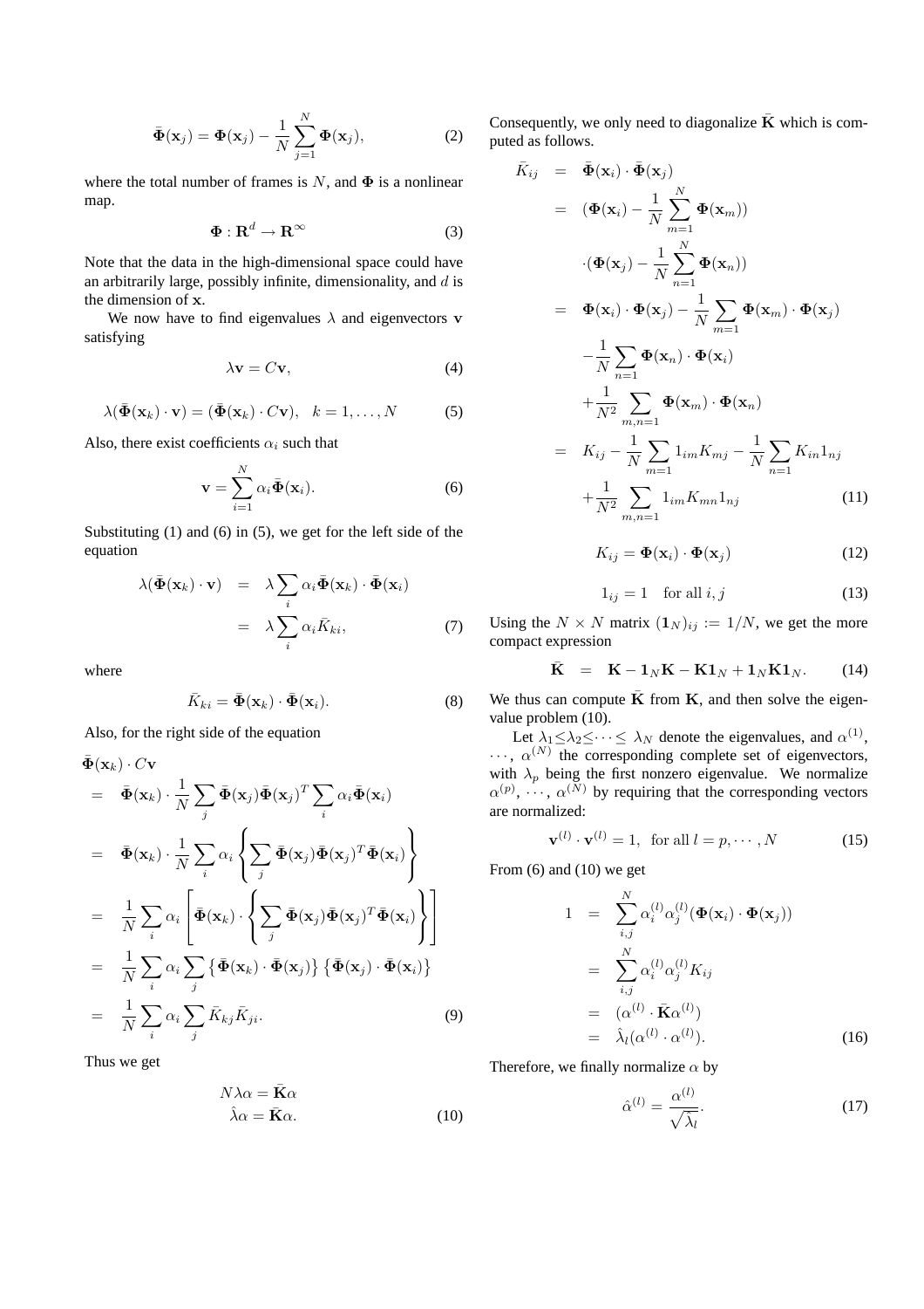$$\bar{\mathbf{\Phi}}(\mathbf{x}_j) = \mathbf{\Phi}(\mathbf{x}_j) - \frac{1}{N}\sum_{j=1}^{N}\mathbf{\Phi}(\mathbf{x}_j), \tag{2}$$

where the total number of frames is $N$, and $\mathbf{\Phi}$ is a nonlinear map.

$$\mathbf{\Phi} : \mathbf{R}^d \rightarrow \mathbf{R}^\infty \tag{3}$$

Note that the data in the high-dimensional space could have an arbitrarily large, possibly infinite, dimensionality, and $d$ is the dimension of $\mathbf{x}$.

We now have to find eigenvalues $\lambda$ and eigenvectors $\mathbf{v}$ satisfying

$$\lambda\mathbf{v} = C\mathbf{v}, \tag{4}$$

$$\lambda(\bar{\mathbf{\Phi}}(\mathbf{x}_k)\cdot\mathbf{v}) = (\bar{\mathbf{\Phi}}(\mathbf{x}_k)\cdot C\mathbf{v}), \quad k = 1,\ldots,N \tag{5}$$

Also, there exist coefficients $\alpha_i$ such that

$$\mathbf{v} = \sum_{i=1}^{N}\alpha_i\bar{\mathbf{\Phi}}(\mathbf{x}_i). \tag{6}$$

Substituting (1) and (6) in (5), we get for the left side of the equation

$$\begin{aligned}\lambda(\bar{\mathbf{\Phi}}(\mathbf{x}_k)\cdot\mathbf{v}) &= \lambda\sum_i\alpha_i\bar{\mathbf{\Phi}}(\mathbf{x}_k)\cdot\bar{\mathbf{\Phi}}(\mathbf{x}_i)\\ &= \lambda\sum_i\alpha_i\bar{K}_{ki},\end{aligned} \tag{7}$$

where

$$\bar{K}_{ki} = \bar{\mathbf{\Phi}}(\mathbf{x}_k)\cdot\bar{\mathbf{\Phi}}(\mathbf{x}_i). \tag{8}$$

Also, for the right side of the equation

$$\begin{aligned}&\bar{\mathbf{\Phi}}(\mathbf{x}_k)\cdot C\mathbf{v}\\ &= \bar{\mathbf{\Phi}}(\mathbf{x}_k)\cdot\frac{1}{N}\sum_j\bar{\mathbf{\Phi}}(\mathbf{x}_j)\bar{\mathbf{\Phi}}(\mathbf{x}_j)^T\sum_i\alpha_i\bar{\mathbf{\Phi}}(\mathbf{x}_i)\\ &= \bar{\mathbf{\Phi}}(\mathbf{x}_k)\cdot\frac{1}{N}\sum_i\alpha_i\left\{\sum_j\bar{\mathbf{\Phi}}(\mathbf{x}_j)\bar{\mathbf{\Phi}}(\mathbf{x}_j)^T\bar{\mathbf{\Phi}}(\mathbf{x}_i)\right\}\\ &= \frac{1}{N}\sum_i\alpha_i\left[\bar{\mathbf{\Phi}}(\mathbf{x}_k)\cdot\left\{\sum_j\bar{\mathbf{\Phi}}(\mathbf{x}_j)\bar{\mathbf{\Phi}}(\mathbf{x}_j)^T\bar{\mathbf{\Phi}}(\mathbf{x}_i)\right\}\right]\\ &= \frac{1}{N}\sum_i\alpha_i\sum_j\left\{\bar{\mathbf{\Phi}}(\mathbf{x}_k)\cdot\bar{\mathbf{\Phi}}(\mathbf{x}_j)\right\}\left\{\bar{\mathbf{\Phi}}(\mathbf{x}_j)\cdot\bar{\mathbf{\Phi}}(\mathbf{x}_i)\right\}\\ &= \frac{1}{N}\sum_i\alpha_i\sum_j\bar{K}_{kj}\bar{K}_{ji}.\end{aligned} \tag{9}$$

Thus we get

$$\begin{aligned}N\lambda\alpha &= \bar{\mathbf{K}}\alpha\\ \hat{\lambda}\alpha &= \bar{\mathbf{K}}\alpha.\end{aligned} \tag{10}$$

Consequently, we only need to diagonalize $\bar{\mathbf{K}}$ which is computed as follows.

$$\begin{aligned}\bar{K}_{ij} &= \bar{\mathbf{\Phi}}(\mathbf{x}_i)\cdot\bar{\mathbf{\Phi}}(\mathbf{x}_j)\\ &= (\mathbf{\Phi}(\mathbf{x}_i) - \frac{1}{N}\sum_{m=1}^{N}\mathbf{\Phi}(\mathbf{x}_m))\\ &\quad\cdot(\mathbf{\Phi}(\mathbf{x}_j) - \frac{1}{N}\sum_{n=1}^{N}\mathbf{\Phi}(\mathbf{x}_n))\\ &= \mathbf{\Phi}(\mathbf{x}_i)\cdot\mathbf{\Phi}(\mathbf{x}_j) - \frac{1}{N}\sum_{m=1}\mathbf{\Phi}(\mathbf{x}_m)\cdot\mathbf{\Phi}(\mathbf{x}_j)\\ &\quad-\frac{1}{N}\sum_{n=1}\mathbf{\Phi}(\mathbf{x}_n)\cdot\mathbf{\Phi}(\mathbf{x}_i)\\ &\quad+\frac{1}{N^2}\sum_{m,n=1}\mathbf{\Phi}(\mathbf{x}_m)\cdot\mathbf{\Phi}(\mathbf{x}_n)\\ &= K_{ij} - \frac{1}{N}\sum_{m=1}1_{im}K_{mj} - \frac{1}{N}\sum_{n=1}K_{in}1_{nj}\\ &\quad+\frac{1}{N^2}\sum_{m,n=1}1_{im}K_{mn}1_{nj}\end{aligned} \tag{11}$$

$$K_{ij} = \mathbf{\Phi}(\mathbf{x}_i)\cdot\mathbf{\Phi}(\mathbf{x}_j) \tag{12}$$

$$1_{ij} = 1 \quad \text{for all } i,j \tag{13}$$

Using the $N\times N$ matrix $(\mathbf{1}_N)_{ij} := 1/N$, we get the more compact expression

$$\bar{\mathbf{K}} \;=\; \mathbf{K} - \mathbf{1}_N\mathbf{K} - \mathbf{K}\mathbf{1}_N + \mathbf{1}_N\mathbf{K}\mathbf{1}_N. \tag{14}$$

We thus can compute $\bar{\mathbf{K}}$ from $\mathbf{K}$, and then solve the eigenvalue problem (10).

Let $\lambda_1\leq\lambda_2\leq\cdots\leq\lambda_N$ denote the eigenvalues, and $\alpha^{(1)}$, $\cdots$, $\alpha^{(N)}$ the corresponding complete set of eigenvectors, with $\lambda_p$ being the first nonzero eigenvalue. We normalize $\alpha^{(p)}$, $\cdots$, $\alpha^{(N)}$ by requiring that the corresponding vectors are normalized:

$$\mathbf{v}^{(l)}\cdot\mathbf{v}^{(l)} = 1, \;\; \text{for all } l = p,\cdots,N \tag{15}$$

From (6) and (10) we get

$$\begin{aligned}1 &= \sum_{i,j}^{N}\alpha_i^{(l)}\alpha_j^{(l)}(\mathbf{\Phi}(\mathbf{x}_i)\cdot\mathbf{\Phi}(\mathbf{x}_j))\\ &= \sum_{i,j}^{N}\alpha_i^{(l)}\alpha_j^{(l)}K_{ij}\\ &= (\alpha^{(l)}\cdot\bar{\mathbf{K}}\alpha^{(l)})\\ &= \hat{\lambda}_l(\alpha^{(l)}\cdot\alpha^{(l)}).\end{aligned} \tag{16}$$

Therefore, we finally normalize $\alpha$ by

$$\hat{\alpha}^{(l)} = \frac{\alpha^{(l)}}{\sqrt{\hat{\lambda}_l}}. \tag{17}$$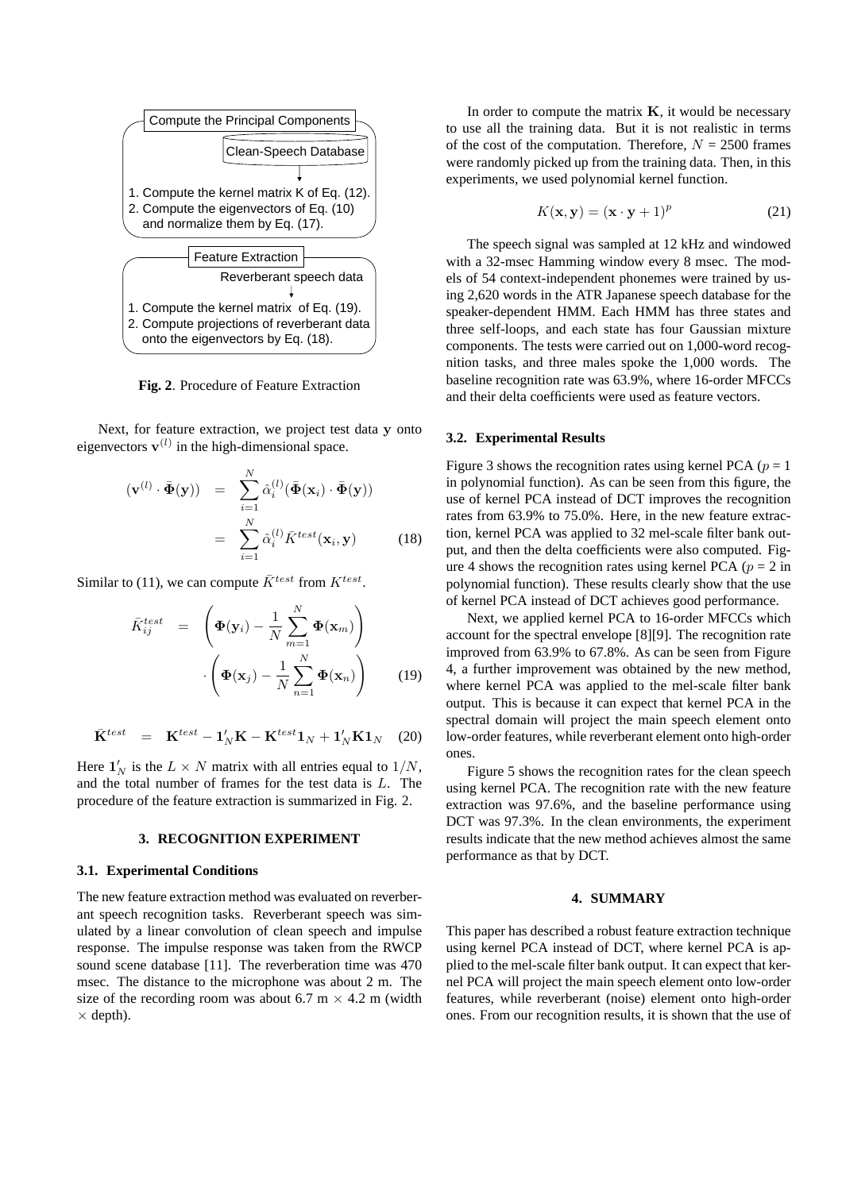Compute the Principal Components

Clean-Speech Database

1. Compute the kernel matrix K of Eq. (12).
2. Compute the eigenvectors of Eq. (10) and normalize them by Eq. (17).

Feature Extraction

Reverberant speech data

1. Compute the kernel matrix of Eq. (19).
2. Compute projections of reverberant data onto the eigenvectors by Eq. (18).

**Fig. 2**. Procedure of Feature Extraction

Next, for feature extraction, we project test data $\mathbf{y}$ onto eigenvectors $\mathbf{v}^{(l)}$ in the high-dimensional space.

$$
\begin{aligned}
(\mathbf{v}^{(l)} \cdot \bar{\mathbf{\Phi}}(\mathbf{y})) &= \sum_{i=1}^{N} \hat{\alpha}_i^{(l)} (\bar{\mathbf{\Phi}}(\mathbf{x}_i) \cdot \bar{\mathbf{\Phi}}(\mathbf{y})) \\
&= \sum_{i=1}^{N} \hat{\alpha}_i^{(l)} \bar{K}^{test}(\mathbf{x}_i, \mathbf{y}) \qquad (18)
\end{aligned}
$$

Similar to (11), we can compute $\bar{K}^{test}$ from $K^{test}$.

$$
\begin{aligned}
\bar{K}_{ij}^{test} &= \left( \mathbf{\Phi}(\mathbf{y}_i) - \frac{1}{N} \sum_{m=1}^{N} \mathbf{\Phi}(\mathbf{x}_m) \right) \\
&\cdot \left( \mathbf{\Phi}(\mathbf{x}_j) - \frac{1}{N} \sum_{n=1}^{N} \mathbf{\Phi}(\mathbf{x}_n) \right) \qquad (19)
\end{aligned}
$$

$$
\bar{\mathbf{K}}^{test} = \mathbf{K}^{test} - \mathbf{1}'_N \mathbf{K} - \mathbf{K}^{test} \mathbf{1}_N + \mathbf{1}'_N \mathbf{K} \mathbf{1}_N \qquad (20)
$$

Here $\mathbf{1}'_N$ is the $L \times N$ matrix with all entries equal to $1/N$, and the total number of frames for the test data is $L$. The procedure of the feature extraction is summarized in Fig. 2.

## 3. RECOGNITION EXPERIMENT

### 3.1. Experimental Conditions

The new feature extraction method was evaluated on reverberant speech recognition tasks. Reverberant speech was simulated by a linear convolution of clean speech and impulse response. The impulse response was taken from the RWCP sound scene database [11]. The reverberation time was 470 msec. The distance to the microphone was about 2 m. The size of the recording room was about 6.7 m $\times$ 4.2 m (width $\times$ depth).

In order to compute the matrix $\mathbf{K}$, it would be necessary to use all the training data. But it is not realistic in terms of the cost of the computation. Therefore, $N$ = 2500 frames were randomly picked up from the training data. Then, in this experiments, we used polynomial kernel function.

$$
K(\mathbf{x}, \mathbf{y}) = (\mathbf{x} \cdot \mathbf{y} + 1)^p \qquad (21)
$$

The speech signal was sampled at 12 kHz and windowed with a 32-msec Hamming window every 8 msec. The models of 54 context-independent phonemes were trained by using 2,620 words in the ATR Japanese speech database for the speaker-dependent HMM. Each HMM has three states and three self-loops, and each state has four Gaussian mixture components. The tests were carried out on 1,000-word recognition tasks, and three males spoke the 1,000 words. The baseline recognition rate was 63.9%, where 16-order MFCCs and their delta coefficients were used as feature vectors.

### 3.2. Experimental Results

Figure 3 shows the recognition rates using kernel PCA ($p$ = 1 in polynomial function). As can be seen from this figure, the use of kernel PCA instead of DCT improves the recognition rates from 63.9% to 75.0%. Here, in the new feature extraction, kernel PCA was applied to 32 mel-scale filter bank output, and then the delta coefficients were also computed. Figure 4 shows the recognition rates using kernel PCA ($p$ = 2 in polynomial function). These results clearly show that the use of kernel PCA instead of DCT achieves good performance.

Next, we applied kernel PCA to 16-order MFCCs which account for the spectral envelope [8][9]. The recognition rate improved from 63.9% to 67.8%. As can be seen from Figure 4, a further improvement was obtained by the new method, where kernel PCA was applied to the mel-scale filter bank output. This is because it can expect that kernel PCA in the spectral domain will project the main speech element onto low-order features, while reverberant element onto high-order ones.

Figure 5 shows the recognition rates for the clean speech using kernel PCA. The recognition rate with the new feature extraction was 97.6%, and the baseline performance using DCT was 97.3%. In the clean environments, the experiment results indicate that the new method achieves almost the same performance as that by DCT.

## 4. SUMMARY

This paper has described a robust feature extraction technique using kernel PCA instead of DCT, where kernel PCA is applied to the mel-scale filter bank output. It can expect that kernel PCA will project the main speech element onto low-order features, while reverberant (noise) element onto high-order ones. From our recognition results, it is shown that the use of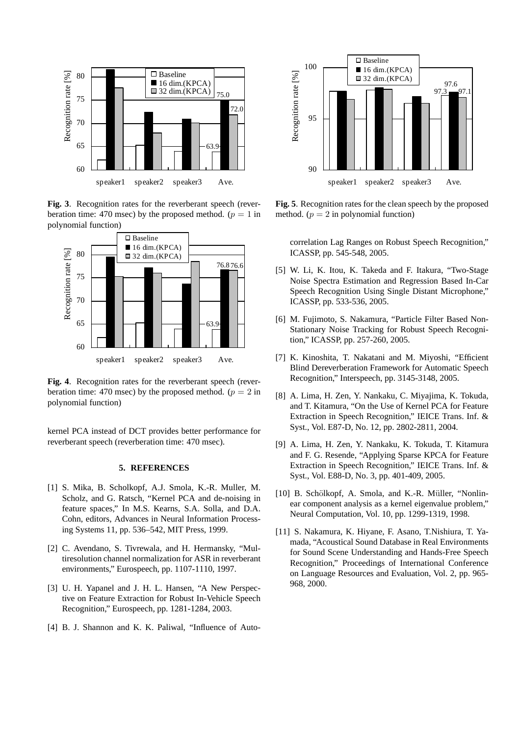Recognition rate [%]

80

75

70

65

60

Baseline

16 dim.(KPCA)

32 dim.(KPCA)

75.0

72.0

63.9

speaker1 speaker2 speaker3 Ave.

**Fig. 3**. Recognition rates for the reverberant speech (reverberation time: 470 msec) by the proposed method. ($p = 1$ in polynomial function)

Recognition rate [%]

80

75

70

65

60

Baseline

16 dim.(KPCA)

32 dim.(KPCA)

76.8 76.6

63.9

speaker1 speaker2 speaker3 Ave.

**Fig. 4**. Recognition rates for the reverberant speech (reverberation time: 470 msec) by the proposed method. ($p = 2$ in polynomial function)

kernel PCA instead of DCT provides better performance for reverberant speech (reverberation time: 470 msec).

## 5. REFERENCES

[1] S. Mika, B. Scholkopf, A.J. Smola, K.-R. Muller, M. Scholz, and G. Ratsch, "Kernel PCA and de-noising in feature spaces," In M.S. Kearns, S.A. Solla, and D.A. Cohn, editors, Advances in Neural Information Processing Systems 11, pp. 536–542, MIT Press, 1999.

[2] C. Avendano, S. Tivrewala, and H. Hermansky, "Multiresolution channel normalization for ASR in reverberant environments," Eurospeech, pp. 1107-1110, 1997.

[3] U. H. Yapanel and J. H. L. Hansen, "A New Perspective on Feature Extraction for Robust In-Vehicle Speech Recognition," Eurospeech, pp. 1281-1284, 2003.

[4] B. J. Shannon and K. K. Paliwal, "Influence of Autocorrelation Lag Ranges on Robust Speech Recognition," ICASSP, pp. 545-548, 2005.

Recognition rate [%]

100

95

90

Baseline

16 dim.(KPCA)

32 dim.(KPCA)

97.6

97.3

97.1

speaker1 speaker2 speaker3 Ave.

**Fig. 5**. Recognition rates for the clean speech by the proposed method. ($p = 2$ in polynomial function)

[5] W. Li, K. Itou, K. Takeda and F. Itakura, "Two-Stage Noise Spectra Estimation and Regression Based In-Car Speech Recognition Using Single Distant Microphone," ICASSP, pp. 533-536, 2005.

[6] M. Fujimoto, S. Nakamura, "Particle Filter Based Non-Stationary Noise Tracking for Robust Speech Recognition," ICASSP, pp. 257-260, 2005.

[7] K. Kinoshita, T. Nakatani and M. Miyoshi, "Efficient Blind Dereverberation Framework for Automatic Speech Recognition," Interspeech, pp. 3145-3148, 2005.

[8] A. Lima, H. Zen, Y. Nankaku, C. Miyajima, K. Tokuda, and T. Kitamura, "On the Use of Kernel PCA for Feature Extraction in Speech Recognition," IEICE Trans. Inf. & Syst., Vol. E87-D, No. 12, pp. 2802-2811, 2004.

[9] A. Lima, H. Zen, Y. Nankaku, K. Tokuda, T. Kitamura and F. G. Resende, "Applying Sparse KPCA for Feature Extraction in Speech Recognition," IEICE Trans. Inf. & Syst., Vol. E88-D, No. 3, pp. 401-409, 2005.

[10] B. Schölkopf, A. Smola, and K.-R. Müller, "Nonlinear component analysis as a kernel eigenvalue problem," Neural Computation, Vol. 10, pp. 1299-1319, 1998.

[11] S. Nakamura, K. Hiyane, F. Asano, T.Nishiura, T. Yamada, "Acoustical Sound Database in Real Environments for Sound Scene Understanding and Hands-Free Speech Recognition," Proceedings of International Conference on Language Resources and Evaluation, Vol. 2, pp. 965-968, 2000.